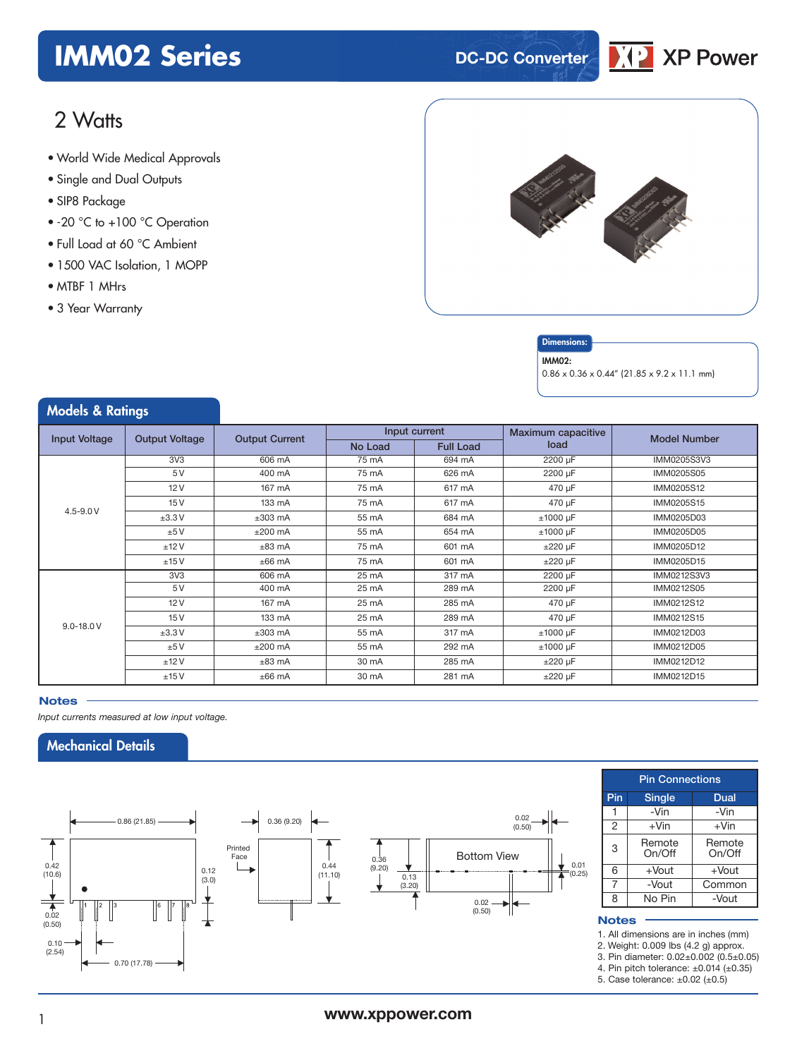# IMM02 Series

DC-DC Converter

XP Power

## 2 Watts

- World Wide Medical Approvals
- Single and Dual Outputs
- SIP8 Package
- -20 °C to +100 °C Operation
- Full Load at 60 °C Ambient
- 1500 VAC Isolation, 1 MOPP
- MTBF 1 MHrs
- 3 Year Warranty

**Dimensions:**

**IMM02:**
0.86 x 0.36 x 0.44" (21.85 x 9.2 x 11.1 mm)

## Models & Ratings

| Input Voltage | Output Voltage | Output Current | Input current | | Maximum capacitive load | Model Number |
|---|---|---|---|---|---|---|
| | | | No Load | Full Load | | |
| 4.5-9.0 V | 3V3 | 606 mA | 75 mA | 694 mA | 2200 µF | IMM0205S3V3 |
| | 5 V | 400 mA | 75 mA | 626 mA | 2200 µF | IMM0205S05 |
| | 12 V | 167 mA | 75 mA | 617 mA | 470 µF | IMM0205S12 |
| | 15 V | 133 mA | 75 mA | 617 mA | 470 µF | IMM0205S15 |
| | ±3.3 V | ±303 mA | 55 mA | 684 mA | ±1000 µF | IMM0205D03 |
| | ±5 V | ±200 mA | 55 mA | 654 mA | ±1000 µF | IMM0205D05 |
| | ±12 V | ±83 mA | 75 mA | 601 mA | ±220 µF | IMM0205D12 |
| | ±15 V | ±66 mA | 75 mA | 601 mA | ±220 µF | IMM0205D15 |
| 9.0-18.0 V | 3V3 | 606 mA | 25 mA | 317 mA | 2200 µF | IMM0212S3V3 |
| | 5 V | 400 mA | 25 mA | 289 mA | 2200 µF | IMM0212S05 |
| | 12 V | 167 mA | 25 mA | 285 mA | 470 µF | IMM0212S12 |
| | 15 V | 133 mA | 25 mA | 289 mA | 470 µF | IMM0212S15 |
| | ±3.3 V | ±303 mA | 55 mA | 317 mA | ±1000 µF | IMM0212D03 |
| | ±5 V | ±200 mA | 55 mA | 292 mA | ±1000 µF | IMM0212D05 |
| | ±12 V | ±83 mA | 30 mA | 285 mA | ±220 µF | IMM0212D12 |
| | ±15 V | ±66 mA | 30 mA | 281 mA | ±220 µF | IMM0212D15 |

**Notes**

*Input currents measured at low input voltage.*

## Mechanical Details

0.86 (21.85) · 0.42 (10.6) · 0.12 (3.0) · 0.02 (0.50) · 0.10 (2.54) · 0.70 (17.78) · 0.36 (9.20) · Printed Face · 0.44 (11.10) · 0.36 (9.20) · 0.13 (3.20) · Bottom View · 0.02 (0.50) · 0.01 (0.25) · 0.02 (0.50)

| Pin Connections | | |
|---|---|---|
| Pin | Single | Dual |
| 1 | -Vin | -Vin |
| 2 | +Vin | +Vin |
| 3 | Remote On/Off | Remote On/Off |
| 6 | +Vout | +Vout |
| 7 | -Vout | Common |
| 8 | No Pin | -Vout |

**Notes**

1. All dimensions are in inches (mm)
2. Weight: 0.009 lbs (4.2 g) approx.
3. Pin diameter: 0.02±0.002 (0.5±0.05)
4. Pin pitch tolerance: ±0.014 (±0.35)
5. Case tolerance: ±0.02 (±0.5)

www.xppower.com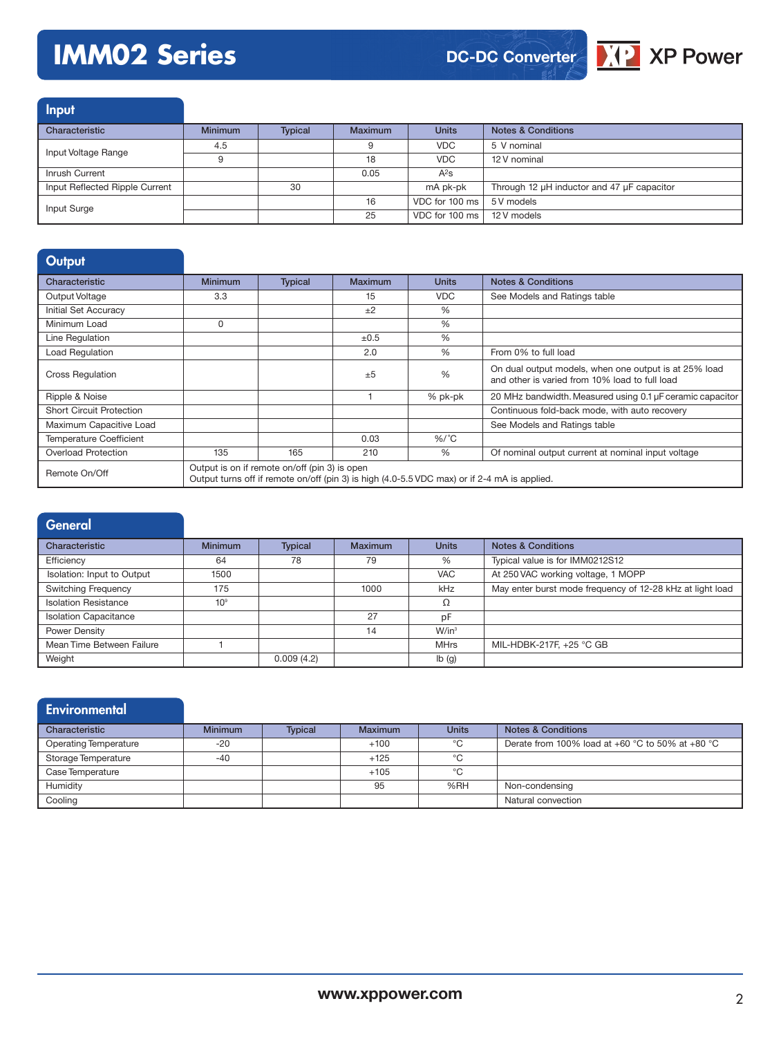## Input

| Characteristic | Minimum | Typical | Maximum | Units | Notes & Conditions |
|---|---|---|---|---|---|
| Input Voltage Range | 4.5 | | 9 | VDC | 5 V nominal |
| | 9 | | 18 | VDC | 12 V nominal |
| Inrush Current | | | 0.05 | $A^2s$ | |
| Input Reflected Ripple Current | | 30 | | mA pk-pk | Through 12 µH inductor and 47 µF capacitor |
| Input Surge | | | 16 | VDC for 100 ms | 5 V models |
| | | | 25 | VDC for 100 ms | 12 V models |

## Output

| Characteristic | Minimum | Typical | Maximum | Units | Notes & Conditions |
|---|---|---|---|---|---|
| Output Voltage | 3.3 | | 15 | VDC | See Models and Ratings table |
| Initial Set Accuracy | | | ±2 | % | |
| Minimum Load | 0 | | | % | |
| Line Regulation | | | ±0.5 | % | |
| Load Regulation | | | 2.0 | % | From 0% to full load |
| Cross Regulation | | | ±5 | % | On dual output models, when one output is at 25% load and other is varied from 10% load to full load |
| Ripple & Noise | | | 1 | % pk-pk | 20 MHz bandwidth. Measured using 0.1 µF ceramic capacitor |
| Short Circuit Protection | | | | | Continuous fold-back mode, with auto recovery |
| Maximum Capacitive Load | | | | | See Models and Ratings table |
| Temperature Coefficient | | | 0.03 | %/°C | |
| Overload Protection | 135 | 165 | 210 | % | Of nominal output current at nominal input voltage |
| Remote On/Off | Output is on if remote on/off (pin 3) is open<br>Output turns off if remote on/off (pin 3) is high (4.0-5.5 VDC max) or if 2-4 mA is applied. | | | | |

## General

| Characteristic | Minimum | Typical | Maximum | Units | Notes & Conditions |
|---|---|---|---|---|---|
| Efficiency | 64 | 78 | 79 | % | Typical value is for IMM0212S12 |
| Isolation: Input to Output | 1500 | | | VAC | At 250 VAC working voltage, 1 MOPP |
| Switching Frequency | 175 | | 1000 | kHz | May enter burst mode frequency of 12-28 kHz at light load |
| Isolation Resistance | $10^9$ | | | Ω | |
| Isolation Capacitance | | | 27 | pF | |
| Power Density | | | 14 | $W/in^3$ | |
| Mean Time Between Failure | 1 | | | MHrs | MIL-HDBK-217F, +25 °C GB |
| Weight | | 0.009 (4.2) | | lb (g) | |

## Environmental

| Characteristic | Minimum | Typical | Maximum | Units | Notes & Conditions |
|---|---|---|---|---|---|
| Operating Temperature | -20 | | +100 | °C | Derate from 100% load at +60 °C to 50% at +80 °C |
| Storage Temperature | -40 | | +125 | °C | |
| Case Temperature | | | +105 | °C | |
| Humidity | | | 95 | %RH | Non-condensing |
| Cooling | | | | | Natural convection |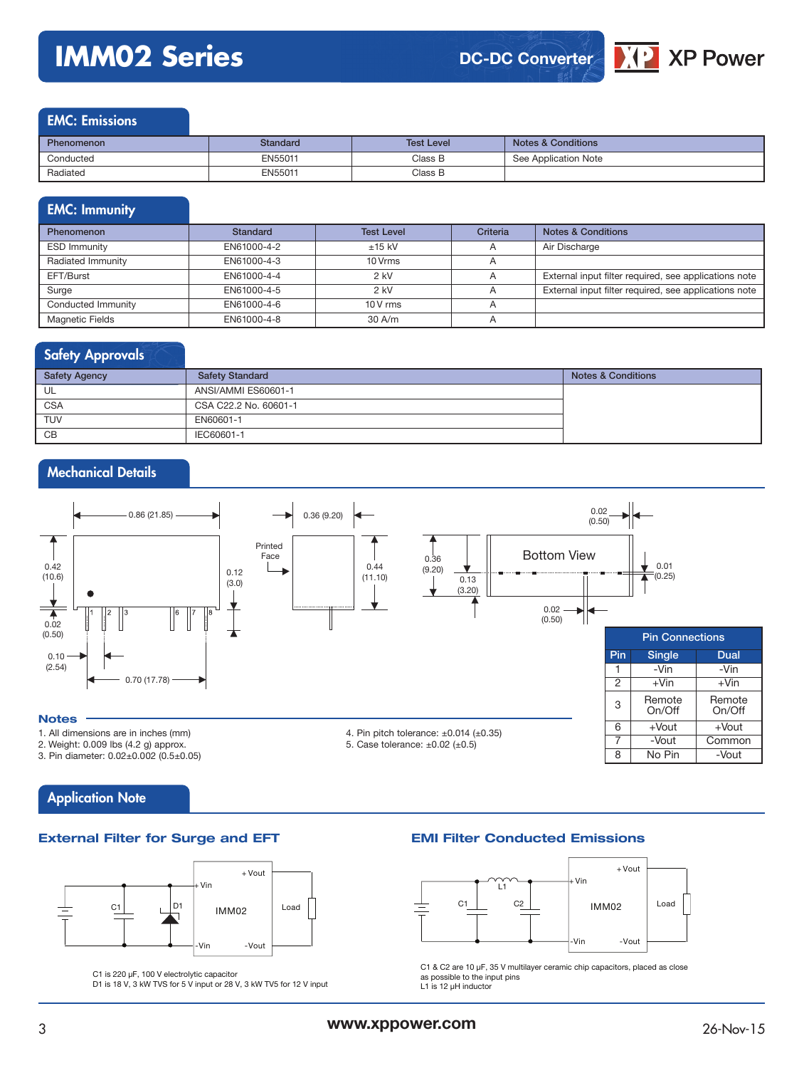## EMC: Emissions

| Phenomenon | Standard | Test Level | Notes & Conditions |
|---|---|---|---|
| Conducted | EN55011 | Class B | See Application Note |
| Radiated | EN55011 | Class B | |

## EMC: Immunity

| Phenomenon | Standard | Test Level | Criteria | Notes & Conditions |
|---|---|---|---|---|
| ESD Immunity | EN61000-4-2 | ±15 kV | A | Air Discharge |
| Radiated Immunity | EN61000-4-3 | 10 Vrms | A | |
| EFT/Burst | EN61000-4-4 | 2 kV | A | External input filter required, see applications note |
| Surge | EN61000-4-5 | 2 kV | A | External input filter required, see applications note |
| Conducted Immunity | EN61000-4-6 | 10 V rms | A | |
| Magnetic Fields | EN61000-4-8 | 30 A/m | A | |

## Safety Approvals

| Safety Agency | Safety Standard | Notes & Conditions |
|---|---|---|
| UL | ANSI/AMMI ES60601-1 | |
| CSA | CSA C22.2 No. 60601-1 | |
| TUV | EN60601-1 | |
| CB | IEC60601-1 | |

## Mechanical Details

0.86 (21.85)
0.42 (10.6)
0.12 (3.0)
0.02 (0.50)
0.10 (2.54)
0.70 (17.78)
1 2 3 6 7 8
Printed Face
0.36 (9.20)
0.44 (11.10)
Bottom View
0.36 (9.20)
0.13 (3.20)
0.02 (0.50)
0.01 (0.25)
0.02 (0.50)

### Pin Connections

| Pin | Single | Dual |
|---|---|---|
| 1 | -Vin | -Vin |
| 2 | +Vin | +Vin |
| 3 | Remote On/Off | Remote On/Off |
| 6 | +Vout | +Vout |
| 7 | -Vout | Common |
| 8 | No Pin | -Vout |

### Notes

1. All dimensions are in inches (mm)
2. Weight: 0.009 lbs (4.2 g) approx.
3. Pin diameter: 0.02±0.002 (0.5±0.05)
4. Pin pitch tolerance: ±0.014 (±0.35)
5. Case tolerance: ±0.02 (±0.5)

## Application Note

### External Filter for Surge and EFT

+Vin, +Vout, C1, D1, IMM02, Load, -Vin, -Vout

C1 is 220 µF, 100 V electrolytic capacitor
D1 is 18 V, 3 kW TVS for 5 V input or 28 V, 3 kW TVS for 12 V input

### EMI Filter Conducted Emissions

L1, +Vin, +Vout, C1, C2, IMM02, Load, -Vin, -Vout

C1 & C2 are 10 µF, 35 V multilayer ceramic chip capacitors, placed as close as possible to the input pins
L1 is 12 µH inductor